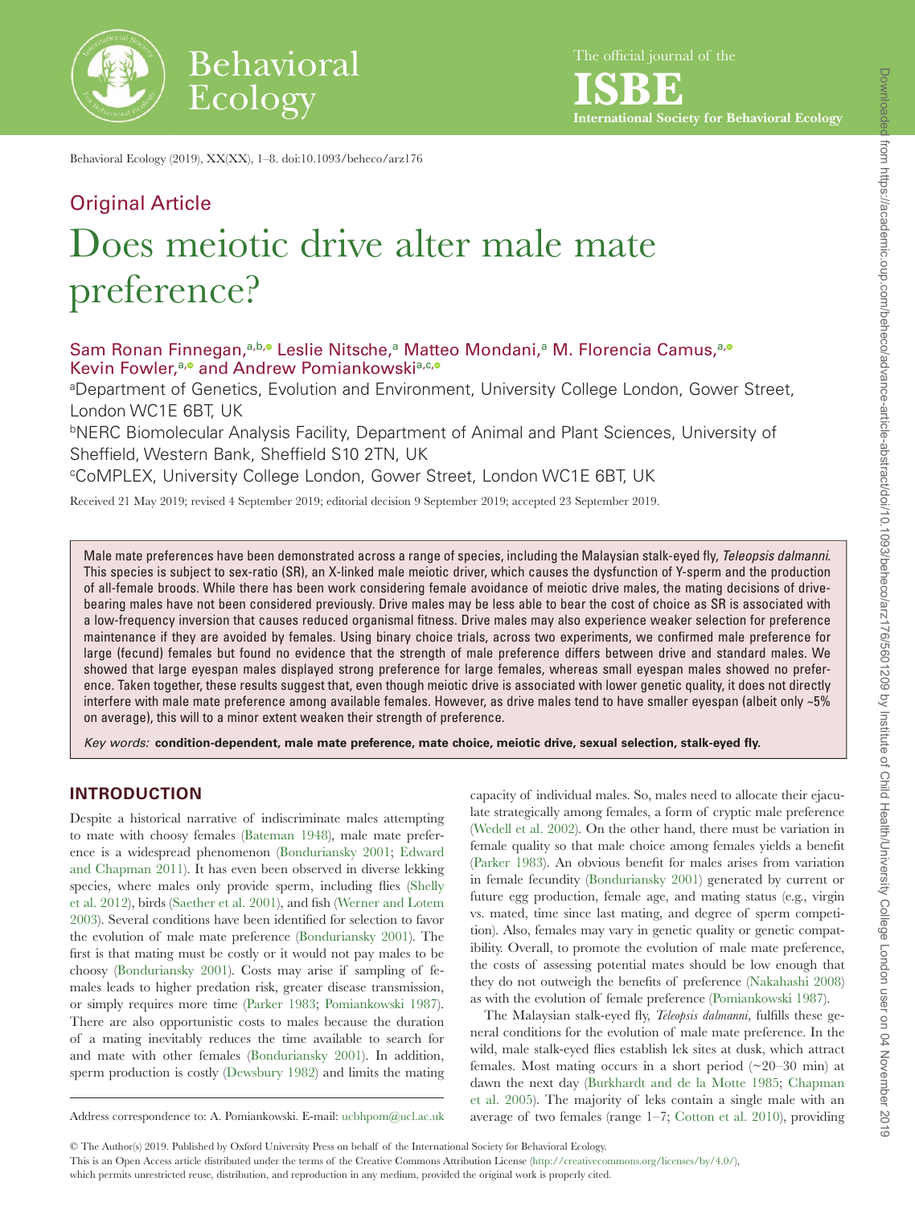Behavioral Ecology (2019), XX(XX), 1–8. doi:10.1093/beheco/arz176

Original Article

# Does meiotic drive alter male mate preference?

Sam Ronan Finnegan,[a,b] Leslie Nitsche,[a] Matteo Mondani,[a] M. Florencia Camus,[a] Kevin Fowler,[a] and Andrew Pomiankowski[a,c]

[a]Department of Genetics, Evolution and Environment, University College London, Gower Street, London WC1E 6BT, UK

[b]NERC Biomolecular Analysis Facility, Department of Animal and Plant Sciences, University of Sheffield, Western Bank, Sheffield S10 2TN, UK

[c]CoMPLEX, University College London, Gower Street, London WC1E 6BT, UK

Received 21 May 2019; revised 4 September 2019; editorial decision 9 September 2019; accepted 23 September 2019.

Male mate preferences have been demonstrated across a range of species, including the Malaysian stalk-eyed fly, *Teleopsis dalmanni*. This species is subject to sex-ratio (SR), an X-linked male meiotic driver, which causes the dysfunction of Y-sperm and the production of all-female broods. While there has been work considering female avoidance of meiotic drive males, the mating decisions of drive-bearing males have not been considered previously. Drive males may be less able to bear the cost of choice as SR is associated with a low-frequency inversion that causes reduced organismal fitness. Drive males may also experience weaker selection for preference maintenance if they are avoided by females. Using binary choice trials, across two experiments, we confirmed male preference for large (fecund) females but found no evidence that the strength of male preference differs between drive and standard males. We showed that large eyespan males displayed strong preference for large females, whereas small eyespan males showed no preference. Taken together, these results suggest that, even though meiotic drive is associated with lower genetic quality, it does not directly interfere with male mate preference among available females. However, as drive males tend to have smaller eyespan (albeit only ~5% on average), this will to a minor extent weaken their strength of preference.

*Key words:* **condition-dependent, male mate preference, mate choice, meiotic drive, sexual selection, stalk-eyed fly.**

## INTRODUCTION

Despite a historical narrative of indiscriminate males attempting to mate with choosy females (Bateman 1948), male mate preference is a widespread phenomenon (Bonduriansky 2001; Edward and Chapman 2011). It has even been observed in diverse lekking species, where males only provide sperm, including flies (Shelly et al. 2012), birds (Saether et al. 2001), and fish (Werner and Lotem 2003). Several conditions have been identified for selection to favor the evolution of male mate preference (Bonduriansky 2001). The first is that mating must be costly or it would not pay males to be choosy (Bonduriansky 2001). Costs may arise if sampling of females leads to higher predation risk, greater disease transmission, or simply requires more time (Parker 1983; Pomiankowski 1987). There are also opportunistic costs to males because the duration of a mating inevitably reduces the time available to search for and mate with other females (Bonduriansky 2001). In addition, sperm production is costly (Dewsbury 1982) and limits the mating capacity of individual males. So, males need to allocate their ejaculate strategically among females, a form of cryptic male preference (Wedell et al. 2002). On the other hand, there must be variation in female quality so that male choice among females yields a benefit (Parker 1983). An obvious benefit for males arises from variation in female fecundity (Bonduriansky 2001) generated by current or future egg production, female age, and mating status (e.g., virgin vs. mated, time since last mating, and degree of sperm competition). Also, females may vary in genetic quality or genetic compatibility. Overall, to promote the evolution of male mate preference, the costs of assessing potential mates should be low enough that they do not outweigh the benefits of preference (Nakahashi 2008) as with the evolution of female preference (Pomiankowski 1987).

The Malaysian stalk-eyed fly, *Teleopsis dalmanni*, fulfills these general conditions for the evolution of male mate preference. In the wild, male stalk-eyed flies establish lek sites at dusk, which attract females. Most mating occurs in a short period (~20–30 min) at dawn the next day (Burkhardt and de la Motte 1985; Chapman et al. 2005). The majority of leks contain a single male with an average of two females (range 1–7; Cotton et al. 2010), providing

Address correspondence to: A. Pomiankowski. E-mail: ucbhpom@ucl.ac.uk

© The Author(s) 2019. Published by Oxford University Press on behalf of the International Society for Behavioral Ecology.
This is an Open Access article distributed under the terms of the Creative Commons Attribution License (http://creativecommons.org/licenses/by/4.0/), which permits unrestricted reuse, distribution, and reproduction in any medium, provided the original work is properly cited.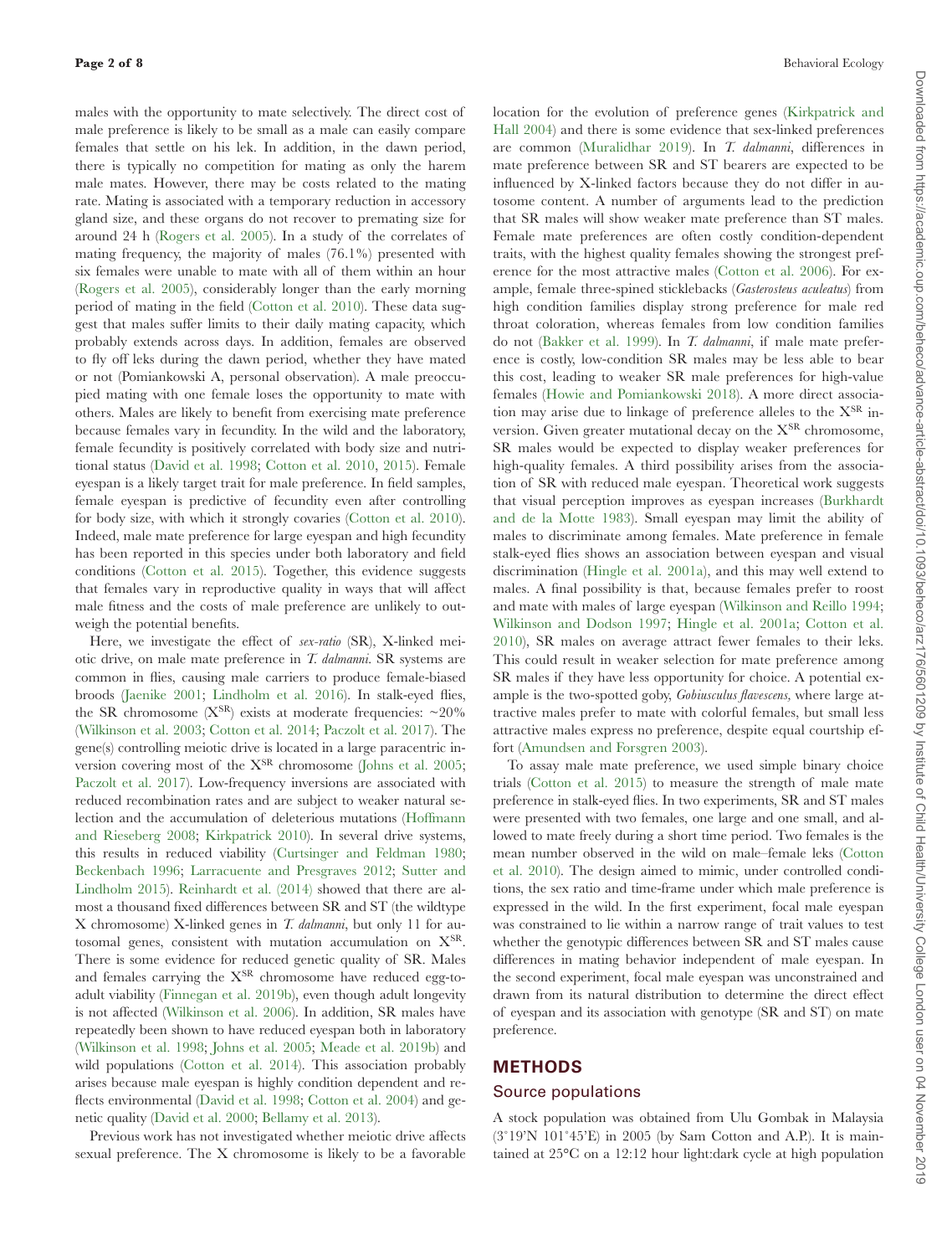males with the opportunity to mate selectively. The direct cost of male preference is likely to be small as a male can easily compare females that settle on his lek. In addition, in the dawn period, there is typically no competition for mating as only the harem male mates. However, there may be costs related to the mating rate. Mating is associated with a temporary reduction in accessory gland size, and these organs do not recover to premating size for around 24 h (Rogers et al. 2005). In a study of the correlates of mating frequency, the majority of males (76.1%) presented with six females were unable to mate with all of them within an hour (Rogers et al. 2005), considerably longer than the early morning period of mating in the field (Cotton et al. 2010). These data suggest that males suffer limits to their daily mating capacity, which probably extends across days. In addition, females are observed to fly off leks during the dawn period, whether they have mated or not (Pomiankowski A, personal observation). A male preoccupied mating with one female loses the opportunity to mate with others. Males are likely to benefit from exercising mate preference because females vary in fecundity. In the wild and the laboratory, female fecundity is positively correlated with body size and nutritional status (David et al. 1998; Cotton et al. 2010, 2015). Female eyespan is a likely target trait for male preference. In field samples, female eyespan is predictive of fecundity even after controlling for body size, with which it strongly covaries (Cotton et al. 2010). Indeed, male mate preference for large eyespan and high fecundity has been reported in this species under both laboratory and field conditions (Cotton et al. 2015). Together, this evidence suggests that females vary in reproductive quality in ways that will affect male fitness and the costs of male preference are unlikely to outweigh the potential benefits.

Here, we investigate the effect of *sex-ratio* (SR), X-linked meiotic drive, on male mate preference in *T. dalmanni*. SR systems are common in flies, causing male carriers to produce female-biased broods (Jaenike 2001; Lindholm et al. 2016). In stalk-eyed flies, the SR chromosome ($X^{SR}$) exists at moderate frequencies: ~20% (Wilkinson et al. 2003; Cotton et al. 2014; Paczolt et al. 2017). The gene(s) controlling meiotic drive is located in a large paracentric inversion covering most of the $X^{SR}$ chromosome (Johns et al. 2005; Paczolt et al. 2017). Low-frequency inversions are associated with reduced recombination rates and are subject to weaker natural selection and the accumulation of deleterious mutations (Hoffmann and Rieseberg 2008; Kirkpatrick 2010). In several drive systems, this results in reduced viability (Curtsinger and Feldman 1980; Beckenbach 1996; Larracuente and Presgraves 2012; Sutter and Lindholm 2015). Reinhardt et al. (2014) showed that there are almost a thousand fixed differences between SR and ST (the wildtype X chromosome) X-linked genes in *T. dalmanni*, but only 11 for autosomal genes, consistent with mutation accumulation on $X^{SR}$. There is some evidence for reduced genetic quality of SR. Males and females carrying the $X^{SR}$ chromosome have reduced egg-to-adult viability (Finnegan et al. 2019b), even though adult longevity is not affected (Wilkinson et al. 2006). In addition, SR males have repeatedly been shown to have reduced eyespan both in laboratory (Wilkinson et al. 1998; Johns et al. 2005; Meade et al. 2019b) and wild populations (Cotton et al. 2014). This association probably arises because male eyespan is highly condition dependent and reflects environmental (David et al. 1998; Cotton et al. 2004) and genetic quality (David et al. 2000; Bellamy et al. 2013).

Previous work has not investigated whether meiotic drive affects sexual preference. The X chromosome is likely to be a favorable location for the evolution of preference genes (Kirkpatrick and Hall 2004) and there is some evidence that sex-linked preferences are common (Muralidhar 2019). In *T. dalmanni*, differences in mate preference between SR and ST bearers are expected to be influenced by X-linked factors because they do not differ in autosome content. A number of arguments lead to the prediction that SR males will show weaker mate preference than ST males. Female mate preferences are often costly condition-dependent traits, with the highest quality females showing the strongest preference for the most attractive males (Cotton et al. 2006). For example, female three-spined sticklebacks (*Gasterosteus aculeatus*) from high condition families display strong preference for male red throat coloration, whereas females from low condition families do not (Bakker et al. 1999). In *T. dalmanni*, if male mate preference is costly, low-condition SR males may be less able to bear this cost, leading to weaker SR male preferences for high-value females (Howie and Pomiankowski 2018). A more direct association may arise due to linkage of preference alleles to the $X^{SR}$ inversion. Given greater mutational decay on the $X^{SR}$ chromosome, SR males would be expected to display weaker preferences for high-quality females. A third possibility arises from the association of SR with reduced male eyespan. Theoretical work suggests that visual perception improves as eyespan increases (Burkhardt and de la Motte 1983). Small eyespan may limit the ability of males to discriminate among females. Mate preference in female stalk-eyed flies shows an association between eyespan and visual discrimination (Hingle et al. 2001a), and this may well extend to males. A final possibility is that, because females prefer to roost and mate with males of large eyespan (Wilkinson and Reillo 1994; Wilkinson and Dodson 1997; Hingle et al. 2001a; Cotton et al. 2010), SR males on average attract fewer females to their leks. This could result in weaker selection for mate preference among SR males if they have less opportunity for choice. A potential example is the two-spotted goby, *Gobiusculus flavescens,* where large attractive males prefer to mate with colorful females, but small less attractive males express no preference, despite equal courtship effort (Amundsen and Forsgren 2003).

To assay male mate preference, we used simple binary choice trials (Cotton et al. 2015) to measure the strength of male mate preference in stalk-eyed flies. In two experiments, SR and ST males were presented with two females, one large and one small, and allowed to mate freely during a short time period. Two females is the mean number observed in the wild on male–female leks (Cotton et al. 2010). The design aimed to mimic, under controlled conditions, the sex ratio and time-frame under which male preference is expressed in the wild. In the first experiment, focal male eyespan was constrained to lie within a narrow range of trait values to test whether the genotypic differences between SR and ST males cause differences in mating behavior independent of male eyespan. In the second experiment, focal male eyespan was unconstrained and drawn from its natural distribution to determine the direct effect of eyespan and its association with genotype (SR and ST) on mate preference.

## METHODS

### Source populations

A stock population was obtained from Ulu Gombak in Malaysia (3°19′N 101°45′E) in 2005 (by Sam Cotton and A.P.). It is maintained at 25°C on a 12:12 hour light:dark cycle at high population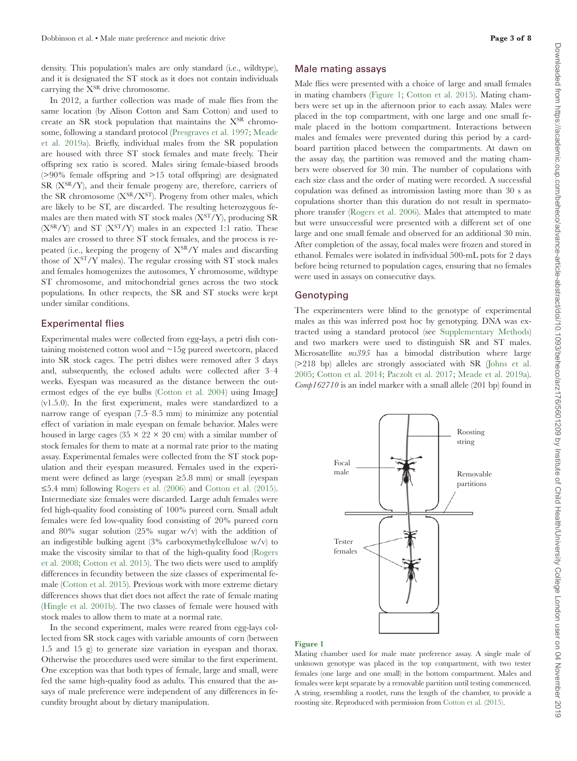density. This population's males are only standard (i.e., wildtype), and it is designated the ST stock as it does not contain individuals carrying the $X^{SR}$ drive chromosome.

In 2012, a further collection was made of male flies from the same location (by Alison Cotton and Sam Cotton) and used to create an SR stock population that maintains the $X^{SR}$ chromosome, following a standard protocol (Presgraves et al. 1997; Meade et al. 2019a). Briefly, individual males from the SR population are housed with three ST stock females and mate freely. Their offspring sex ratio is scored. Males siring female-biased broods (>90% female offspring and >15 total offspring) are designated SR ($X^{SR}$/Y), and their female progeny are, therefore, carriers of the SR chromosome ($X^{SR}/X^{ST}$). Progeny from other males, which are likely to be ST, are discarded. The resulting heterozygous females are then mated with ST stock males ($X^{ST}$/Y), producing SR ($X^{SR}$/Y) and ST ($X^{ST}$/Y) males in an expected 1:1 ratio. These males are crossed to three ST stock females, and the process is repeated (i.e., keeping the progeny of $X^{SR}$/Y males and discarding those of $X^{ST}$/Y males). The regular crossing with ST stock males and females homogenizes the autosomes, Y chromosome, wildtype ST chromosome, and mitochondrial genes across the two stock populations. In other respects, the SR and ST stocks were kept under similar conditions.

## Experimental flies

Experimental males were collected from egg-lays, a petri dish containing moistened cotton wool and ~15g pureed sweetcorn, placed into SR stock cages. The petri dishes were removed after 3 days and, subsequently, the eclosed adults were collected after 3–4 weeks. Eyespan was measured as the distance between the outermost edges of the eye bulbs (Cotton et al. 2004) using ImageJ (v1.5.0). In the first experiment, males were standardized to a narrow range of eyespan (7.5–8.5 mm) to minimize any potential effect of variation in male eyespan on female behavior. Males were housed in large cages (35 × 22 × 20 cm) with a similar number of stock females for them to mate at a normal rate prior to the mating assay. Experimental females were collected from the ST stock population and their eyespan measured. Females used in the experiment were defined as large (eyespan ≥5.8 mm) or small (eyespan ≤5.4 mm) following Rogers et al. (2006) and Cotton et al. (2015). Intermediate size females were discarded. Large adult females were fed high-quality food consisting of 100% pureed corn. Small adult females were fed low-quality food consisting of 20% pureed corn and 80% sugar solution (25% sugar w/v) with the addition of an indigestible bulking agent (3% carboxymethylcellulose w/v) to make the viscosity similar to that of the high-quality food (Rogers et al. 2008; Cotton et al. 2015). The two diets were used to amplify differences in fecundity between the size classes of experimental female (Cotton et al. 2015). Previous work with more extreme dietary differences shows that diet does not affect the rate of female mating (Hingle et al. 2001b). The two classes of female were housed with stock males to allow them to mate at a normal rate.

In the second experiment, males were reared from egg-lays collected from SR stock cages with variable amounts of corn (between 1.5 and 15 g) to generate size variation in eyespan and thorax. Otherwise the procedures used were similar to the first experiment. One exception was that both types of female, large and small, were fed the same high-quality food as adults. This ensured that the assays of male preference were independent of any differences in fecundity brought about by dietary manipulation.

## Male mating assays

Male flies were presented with a choice of large and small females in mating chambers (Figure 1; Cotton et al. 2015). Mating chambers were set up in the afternoon prior to each assay. Males were placed in the top compartment, with one large and one small female placed in the bottom compartment. Interactions between males and females were prevented during this period by a cardboard partition placed between the compartments. At dawn on the assay day, the partition was removed and the mating chambers were observed for 30 min. The number of copulations with each size class and the order of mating were recorded. A successful copulation was defined as intromission lasting more than 30 s as copulations shorter than this duration do not result in spermatophore transfer (Rogers et al. 2006). Males that attempted to mate but were unsuccessful were presented with a different set of one large and one small female and observed for an additional 30 min. After completion of the assay, focal males were frozen and stored in ethanol. Females were isolated in individual 500-mL pots for 2 days before being returned to population cages, ensuring that no females were used in assays on consecutive days.

## Genotyping

The experimenters were blind to the genotype of experimental males as this was inferred post hoc by genotyping. DNA was extracted using a standard protocol (see Supplementary Methods) and two markers were used to distinguish SR and ST males. Microsatellite *ms395* has a bimodal distribution where large (>218 bp) alleles are strongly associated with SR (Johns et al. 2005; Cotton et al. 2014; Paczolt et al. 2017; Meade et al. 2019a). *Comp162710* is an indel marker with a small allele (201 bp) found in

**Figure 1**

Mating chamber used for male mate preference assay. A single male of unknown genotype was placed in the top compartment, with two tester females (one large and one small) in the bottom compartment. Males and females were kept separate by a removable partition until testing commenced. A string, resembling a rootlet, runs the length of the chamber, to provide a roosting site. Reproduced with permission from Cotton et al. (2015).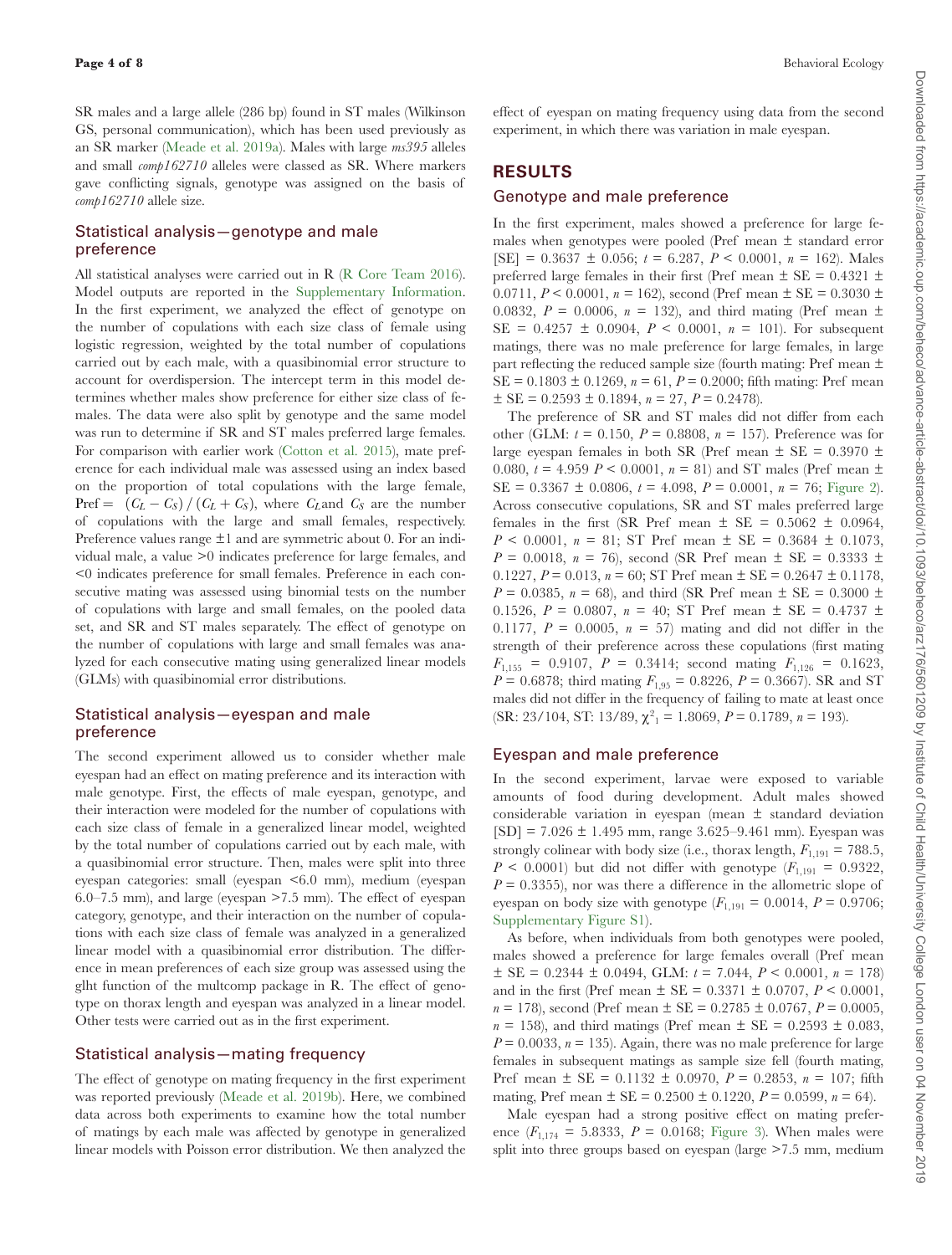SR males and a large allele (286 bp) found in ST males (Wilkinson GS, personal communication), which has been used previously as an SR marker (Meade et al. 2019a). Males with large *ms395* alleles and small *comp162710* alleles were classed as SR. Where markers gave conflicting signals, genotype was assigned on the basis of *comp162710* allele size.

### Statistical analysis—genotype and male preference

All statistical analyses were carried out in R (R Core Team 2016). Model outputs are reported in the Supplementary Information. In the first experiment, we analyzed the effect of genotype on the number of copulations with each size class of female using logistic regression, weighted by the total number of copulations carried out by each male, with a quasibinomial error structure to account for overdispersion. The intercept term in this model determines whether males show preference for either size class of females. The data were also split by genotype and the same model was run to determine if SR and ST males preferred large females. For comparison with earlier work (Cotton et al. 2015), mate preference for each individual male was assessed using an index based on the proportion of total copulations with the large female, Pref = $(C_L - C_S) / (C_L + C_S)$, where $C_L$ and $C_S$ are the number of copulations with the large and small females, respectively. Preference values range ±1 and are symmetric about 0. For an individual male, a value >0 indicates preference for large females, and <0 indicates preference for small females. Preference in each consecutive mating was assessed using binomial tests on the number of copulations with large and small females, on the pooled data set, and SR and ST males separately. The effect of genotype on the number of copulations with large and small females was analyzed for each consecutive mating using generalized linear models (GLMs) with quasibinomial error distributions.

### Statistical analysis—eyespan and male preference

The second experiment allowed us to consider whether male eyespan had an effect on mating preference and its interaction with male genotype. First, the effects of male eyespan, genotype, and their interaction were modeled for the number of copulations with each size class of female in a generalized linear model, weighted by the total number of copulations carried out by each male, with a quasibinomial error structure. Then, males were split into three eyespan categories: small (eyespan <6.0 mm), medium (eyespan 6.0–7.5 mm), and large (eyespan >7.5 mm). The effect of eyespan category, genotype, and their interaction on the number of copulations with each size class of female was analyzed in a generalized linear model with a quasibinomial error distribution. The difference in mean preferences of each size group was assessed using the glht function of the multcomp package in R. The effect of genotype on thorax length and eyespan was analyzed in a linear model. Other tests were carried out as in the first experiment.

### Statistical analysis—mating frequency

The effect of genotype on mating frequency in the first experiment was reported previously (Meade et al. 2019b). Here, we combined data across both experiments to examine how the total number of matings by each male was affected by genotype in generalized linear models with Poisson error distribution. We then analyzed the effect of eyespan on mating frequency using data from the second experiment, in which there was variation in male eyespan.

## RESULTS

### Genotype and male preference

In the first experiment, males showed a preference for large females when genotypes were pooled (Pref mean ± standard error [SE] = 0.3637 ± 0.056; $t$ = 6.287, $P$ < 0.0001, $n$ = 162). Males preferred large females in their first (Pref mean ± SE = 0.4321 ± 0.0711, $P$ < 0.0001, $n$ = 162), second (Pref mean ± SE = 0.3030 ± 0.0832, $P$ = 0.0006, $n$ = 132), and third mating (Pref mean ± SE = 0.4257 ± 0.0904, $P$ < 0.0001, $n$ = 101). For subsequent matings, there was no male preference for large females, in large part reflecting the reduced sample size (fourth mating: Pref mean ± SE = 0.1803 ± 0.1269, $n$ = 61, $P$ = 0.2000; fifth mating: Pref mean ± SE = 0.2593 ± 0.1894, $n$ = 27, $P$ = 0.2478).

The preference of SR and ST males did not differ from each other (GLM: $t$ = 0.150, $P$ = 0.8808, $n$ = 157). Preference was for large eyespan females in both SR (Pref mean ± SE = 0.3970 ± 0.080, $t$ = 4.959 $P$ < 0.0001, $n$ = 81) and ST males (Pref mean ± SE = 0.3367 ± 0.0806, $t$ = 4.098, $P$ = 0.0001, $n$ = 76; Figure 2). Across consecutive copulations, SR and ST males preferred large females in the first (SR Pref mean ± SE = 0.5062 ± 0.0964, $P$ < 0.0001, $n$ = 81; ST Pref mean ± SE = 0.3684 ± 0.1073, $P$ = 0.0018, $n$ = 76), second (SR Pref mean ± SE = 0.3333 ± 0.1227, $P$ = 0.013, $n$ = 60; ST Pref mean ± SE = 0.2647 ± 0.1178, $P$ = 0.0385, $n$ = 68), and third (SR Pref mean ± SE = 0.3000 ± 0.1526, $P$ = 0.0807, $n$ = 40; ST Pref mean ± SE = 0.4737 ± 0.1177, $P$ = 0.0005, $n$ = 57) mating and did not differ in the strength of their preference across these copulations (first mating $F_{1,155}$ = 0.9107, $P$ = 0.3414; second mating $F_{1,126}$ = 0.1623, $P$ = 0.6878; third mating $F_{1,95}$ = 0.8226, $P$ = 0.3667). SR and ST males did not differ in the frequency of failing to mate at least once (SR: 23/104, ST: 13/89, $\chi^2_1$ = 1.8069, $P$ = 0.1789, $n$ = 193).

### Eyespan and male preference

In the second experiment, larvae were exposed to variable amounts of food during development. Adult males showed considerable variation in eyespan (mean ± standard deviation [SD] = 7.026 ± 1.495 mm, range 3.625–9.461 mm). Eyespan was strongly colinear with body size (i.e., thorax length, $F_{1,191}$ = 788.5, $P$ < 0.0001) but did not differ with genotype ($F_{1,191}$ = 0.9322, $P$ = 0.3355), nor was there a difference in the allometric slope of eyespan on body size with genotype ($F_{1,191}$ = 0.0014, $P$ = 0.9706; Supplementary Figure S1).

As before, when individuals from both genotypes were pooled, males showed a preference for large females overall (Pref mean ± SE = 0.2344 ± 0.0494, GLM: $t$ = 7.044, $P$ < 0.0001, $n$ = 178) and in the first (Pref mean ± SE = 0.3371 ± 0.0707, $P$ < 0.0001, $n$ = 178), second (Pref mean ± SE = 0.2785 ± 0.0767, $P$ = 0.0005, $n$ = 158), and third matings (Pref mean ± SE = 0.2593 ± 0.083, $P$ = 0.0033, $n$ = 135). Again, there was no male preference for large females in subsequent matings as sample size fell (fourth mating, Pref mean ± SE = 0.1132 ± 0.0970, $P$ = 0.2853, $n$ = 107; fifth mating, Pref mean ± SE = 0.2500 ± 0.1220, $P$ = 0.0599, $n$ = 64).

Male eyespan had a strong positive effect on mating preference ($F_{1,174}$ = 5.8333, $P$ = 0.0168; Figure 3). When males were split into three groups based on eyespan (large >7.5 mm, medium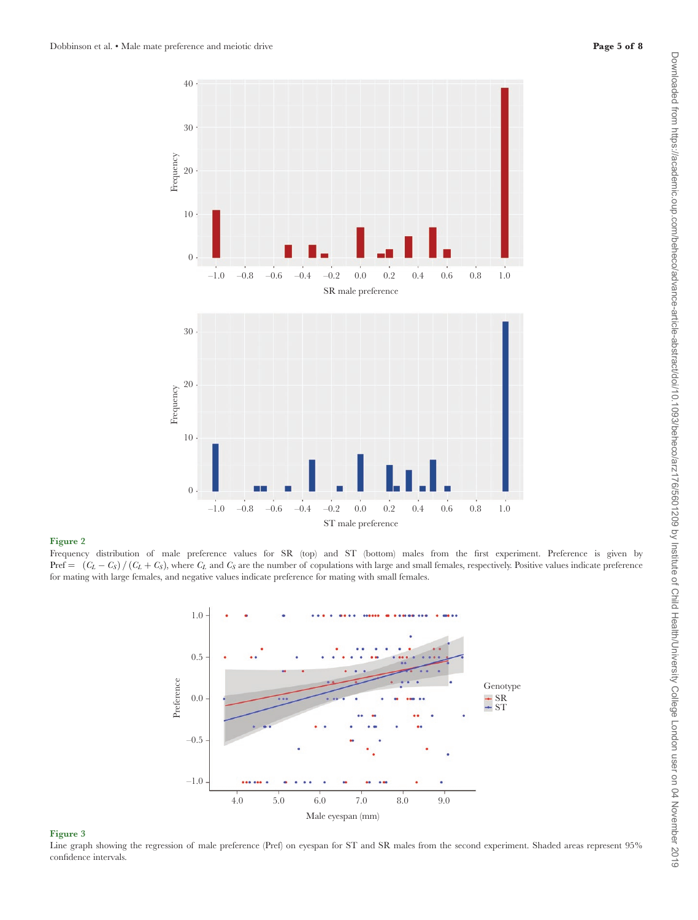**Figure 2**

Frequency distribution of male preference values for SR (top) and ST (bottom) males from the first experiment. Preference is given by Pref = $(C_L - C_S) / (C_L + C_S)$, where $C_L$ and $C_S$ are the number of copulations with large and small females, respectively. Positive values indicate preference for mating with large females, and negative values indicate preference for mating with small females.

**Figure 3**

Line graph showing the regression of male preference (Pref) on eyespan for ST and SR males from the second experiment. Shaded areas represent 95% confidence intervals.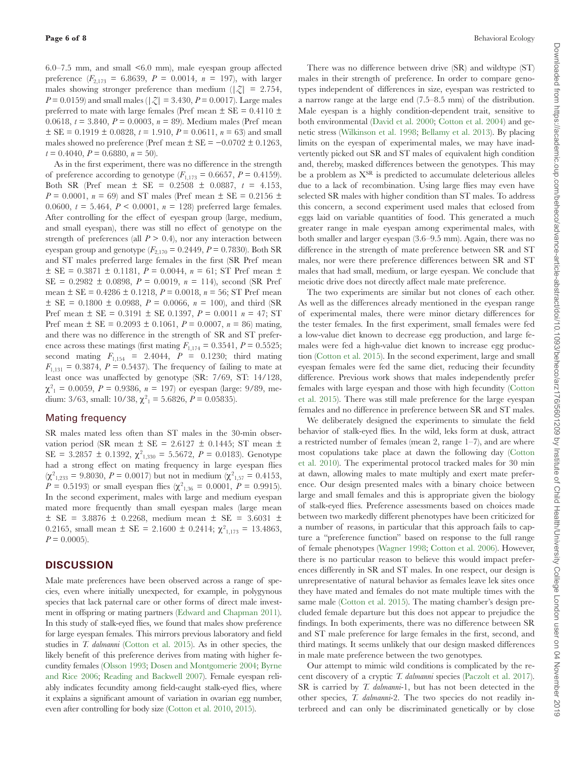6.0–7.5 mm, and small <6.0 mm), male eyespan group affected preference ($F_{2,173}$ = 6.8639, $P$ = 0.0014, $n$ = 197), with larger males showing stronger preference than medium ($|\mathcal{Z}|$ = 2.754, $P$ = 0.0159) and small males ($|\mathcal{Z}|$ = 3.430, $P$ = 0.0017). Large males preferred to mate with large females (Pref mean ± SE = 0.4110 ± 0.0618, $t$ = 3.840, $P$ = 0.0003, $n$ = 89). Medium males (Pref mean ± SE = 0.1919 ± 0.0828, $t$ = 1.910, $P$ = 0.0611, $n$ = 63) and small males showed no preference (Pref mean ± SE = −0.0702 ± 0.1263, $t$ = 0.4040, $P$ = 0.6880, $n$ = 50).

As in the first experiment, there was no difference in the strength of preference according to genotype ($F_{1,173}$ = 0.6657, $P$ = 0.4159). Both SR (Pref mean ± SE = 0.2508 ± 0.0887, $t$ = 4.153, $P$ = 0.0001, $n$ = 69) and ST males (Pref mean ± SE = 0.2156 ± 0.0600, $t$ = 5.464, $P$ < 0.0001, $n$ = 128) preferred large females. After controlling for the effect of eyespan group (large, medium, and small eyespan), there was still no effect of genotype on the strength of preferences (all $P$ > 0.4), nor any interaction between eyespan group and genotype ($F_{2,170}$ = 0.2449, $P$ = 0.7830). Both SR and ST males preferred large females in the first (SR Pref mean ± SE = 0.3871 ± 0.1181, $P$ = 0.0044, $n$ = 61; ST Pref mean ± SE = 0.2982 ± 0.0898, $P$ = 0.0019, $n$ = 114), second (SR Pref mean ± SE = 0.4286 ± 0.1218, $P$ = 0.0018, $n$ = 56; ST Pref mean ± SE = 0.1800 ± 0.0988, $P$ = 0.0066, $n$ = 100), and third (SR Pref mean ± SE = 0.3191 ± SE 0.1397, $P$ = 0.0011 $n$ = 47; ST Pref mean ± SE = 0.2093 ± 0.1061, $P$ = 0.0007, $n$ = 86) mating, and there was no difference in the strength of SR and ST preference across these matings (first mating $F_{1,174}$ = 0.3541, $P$ = 0.5525; second mating $F_{1,154}$ = 2.4044, $P$ = 0.1230; third mating $F_{1,131}$ = 0.3874, $P$ = 0.5437). The frequency of failing to mate at least once was unaffected by genotype (SR: 7/69, ST: 14/128, $\chi^2_1$ = 0.0059, $P$ = 0.9386, $n$ = 197) or eyespan (large: 9/89, medium: 3/63, small: 10/38, $\chi^2_1$ = 5.6826, $P$ = 0.05835).

### Mating frequency

SR males mated less often than ST males in the 30-min observation period (SR mean ± SE = 2.6127 ± 0.1445; ST mean ± SE = 3.2857 ± 0.1392, $\chi^2_{1,330}$ = 5.5672, $P$ = 0.0183). Genotype had a strong effect on mating frequency in large eyespan flies ($\chi^2_{1,233}$ = 9.8030, $P$ = 0.0017) but not in medium ($\chi^2_{1,57}$ = 0.4153, $P$ = 0.5193) or small eyespan flies ($\chi^2_{1,36}$ = 0.0001, $P$ = 0.9915). In the second experiment, males with large and medium eyespan mated more frequently than small eyespan males (large mean ± SE = 3.8876 ± 0.2268, medium mean ± SE = 3.6031 ± 0.2165, small mean ± SE = 2.1600 ± 0.2414; $\chi^2_{1,173}$ = 13.4863, $P$ = 0.0005).

## DISCUSSION

Male mate preferences have been observed across a range of species, even where initially unexpected, for example, in polygynous species that lack paternal care or other forms of direct male investment in offspring or mating partners (Edward and Chapman 2011). In this study of stalk-eyed flies, we found that males show preference for large eyespan females. This mirrors previous laboratory and field studies in *T. dalmanni* (Cotton et al. 2015). As in other species, the likely benefit of this preference derives from mating with higher fecundity females (Olsson 1993; Dosen and Montgomerie 2004; Byrne and Rice 2006; Reading and Backwell 2007). Female eyespan reliably indicates fecundity among field-caught stalk-eyed flies, where it explains a significant amount of variation in ovarian egg number, even after controlling for body size (Cotton et al. 2010, 2015).

There was no difference between drive (SR) and wildtype (ST) males in their strength of preference. In order to compare genotypes independent of differences in size, eyespan was restricted to a narrow range at the large end (7.5–8.5 mm) of the distribution. Male eyespan is a highly condition-dependent trait, sensitive to both environmental (David et al. 2000; Cotton et al. 2004) and genetic stress (Wilkinson et al. 1998; Bellamy et al. 2013). By placing limits on the eyespan of experimental males, we may have inadvertently picked out SR and ST males of equivalent high condition and, thereby, masked differences between the genotypes. This may be a problem as $X^{SR}$ is predicted to accumulate deleterious alleles due to a lack of recombination. Using large flies may even have selected SR males with higher condition than ST males. To address this concern, a second experiment used males that eclosed from eggs laid on variable quantities of food. This generated a much greater range in male eyespan among experimental males, with both smaller and larger eyespan (3.6–9.5 mm). Again, there was no difference in the strength of mate preference between SR and ST males, nor were there preference differences between SR and ST males that had small, medium, or large eyespan. We conclude that meiotic drive does not directly affect male mate preference.

The two experiments are similar but not clones of each other. As well as the differences already mentioned in the eyespan range of experimental males, there were minor dietary differences for the tester females. In the first experiment, small females were fed a low-value diet known to decrease egg production, and large females were fed a high-value diet known to increase egg production (Cotton et al. 2015). In the second experiment, large and small eyespan females were fed the same diet, reducing their fecundity difference. Previous work shows that males independently prefer females with large eyespan and those with high fecundity (Cotton et al. 2015). There was still male preference for the large eyespan females and no difference in preference between SR and ST males.

We deliberately designed the experiments to simulate the field behavior of stalk-eyed flies. In the wild, leks form at dusk, attract a restricted number of females (mean 2, range 1–7), and are where most copulations take place at dawn the following day (Cotton et al. 2010). The experimental protocol tracked males for 30 min at dawn, allowing males to mate multiply and exert mate preference. Our design presented males with a binary choice between large and small females and this is appropriate given the biology of stalk-eyed flies. Preference assessments based on choices made between two markedly different phenotypes have been criticized for a number of reasons, in particular that this approach fails to capture a "preference function" based on response to the full range of female phenotypes (Wagner 1998; Cotton et al. 2006). However, there is no particular reason to believe this would impact preferences differently in SR and ST males. In one respect, our design is unrepresentative of natural behavior as females leave lek sites once they have mated and females do not mate multiple times with the same male (Cotton et al. 2015). The mating chamber's design precluded female departure but this does not appear to prejudice the findings. In both experiments, there was no difference between SR and ST male preference for large females in the first, second, and third matings. It seems unlikely that our design masked differences in male mate preference between the two genotypes.

Our attempt to mimic wild conditions is complicated by the recent discovery of a cryptic *T. dalmanni* species (Paczolt et al. 2017). SR is carried by *T. dalmanni*-1, but has not been detected in the other species, *T. dalmanni*-2. The two species do not readily interbreed and can only be discriminated genetically or by close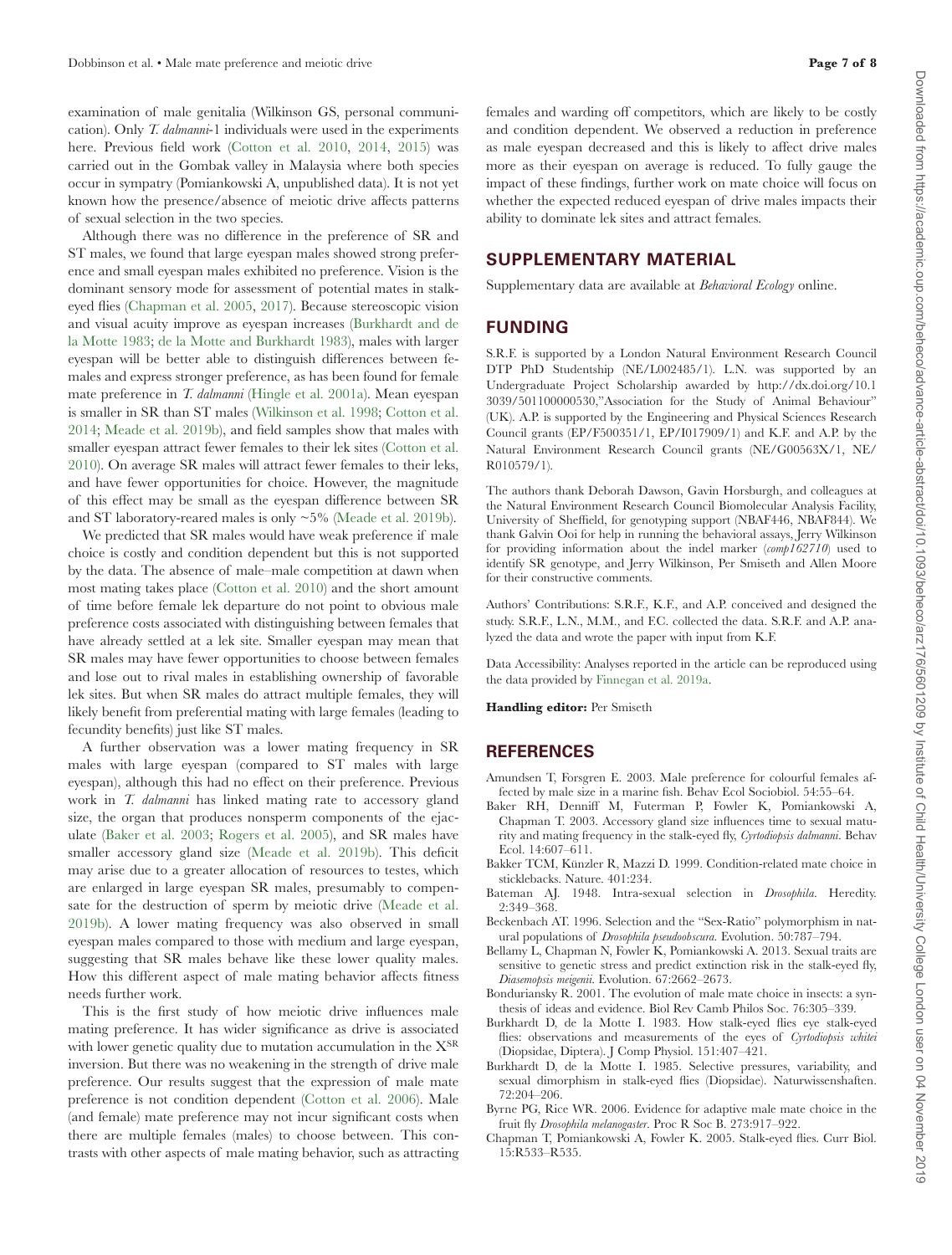examination of male genitalia (Wilkinson GS, personal communication). Only *T. dalmanni*-1 individuals were used in the experiments here. Previous field work (Cotton et al. 2010, 2014, 2015) was carried out in the Gombak valley in Malaysia where both species occur in sympatry (Pomiankowski A, unpublished data). It is not yet known how the presence/absence of meiotic drive affects patterns of sexual selection in the two species.

Although there was no difference in the preference of SR and ST males, we found that large eyespan males showed strong preference and small eyespan males exhibited no preference. Vision is the dominant sensory mode for assessment of potential mates in stalk-eyed flies (Chapman et al. 2005, 2017). Because stereoscopic vision and visual acuity improve as eyespan increases (Burkhardt and de la Motte 1983; de la Motte and Burkhardt 1983), males with larger eyespan will be better able to distinguish differences between females and express stronger preference, as has been found for female mate preference in *T. dalmanni* (Hingle et al. 2001a). Mean eyespan is smaller in SR than ST males (Wilkinson et al. 1998; Cotton et al. 2014; Meade et al. 2019b), and field samples show that males with smaller eyespan attract fewer females to their lek sites (Cotton et al. 2010). On average SR males will attract fewer females to their leks, and have fewer opportunities for choice. However, the magnitude of this effect may be small as the eyespan difference between SR and ST laboratory-reared males is only ~5% (Meade et al. 2019b).

We predicted that SR males would have weak preference if male choice is costly and condition dependent but this is not supported by the data. The absence of male–male competition at dawn when most mating takes place (Cotton et al. 2010) and the short amount of time before female lek departure do not point to obvious male preference costs associated with distinguishing between females that have already settled at a lek site. Smaller eyespan may mean that SR males may have fewer opportunities to choose between females and lose out to rival males in establishing ownership of favorable lek sites. But when SR males do attract multiple females, they will likely benefit from preferential mating with large females (leading to fecundity benefits) just like ST males.

A further observation was a lower mating frequency in SR males with large eyespan (compared to ST males with large eyespan), although this had no effect on their preference. Previous work in *T. dalmanni* has linked mating rate to accessory gland size, the organ that produces nonsperm components of the ejaculate (Baker et al. 2003; Rogers et al. 2005), and SR males have smaller accessory gland size (Meade et al. 2019b). This deficit may arise due to a greater allocation of resources to testes, which are enlarged in large eyespan SR males, presumably to compensate for the destruction of sperm by meiotic drive (Meade et al. 2019b). A lower mating frequency was also observed in small eyespan males compared to those with medium and large eyespan, suggesting that SR males behave like these lower quality males. How this different aspect of male mating behavior affects fitness needs further work.

This is the first study of how meiotic drive influences male mating preference. It has wider significance as drive is associated with lower genetic quality due to mutation accumulation in the $X^{SR}$ inversion. But there was no weakening in the strength of drive male preference. Our results suggest that the expression of male mate preference is not condition dependent (Cotton et al. 2006). Male (and female) mate preference may not incur significant costs when there are multiple females (males) to choose between. This contrasts with other aspects of male mating behavior, such as attracting females and warding off competitors, which are likely to be costly and condition dependent. We observed a reduction in preference as male eyespan decreased and this is likely to affect drive males more as their eyespan on average is reduced. To fully gauge the impact of these findings, further work on mate choice will focus on whether the expected reduced eyespan of drive males impacts their ability to dominate lek sites and attract females.

## SUPPLEMENTARY MATERIAL

Supplementary data are available at *Behavioral Ecology* online.

## FUNDING

S.R.F. is supported by a London Natural Environment Research Council DTP PhD Studentship (NE/L002485/1). L.N. was supported by an Undergraduate Project Scholarship awarded by http://dx.doi.org/10.13039/501100000530,"Association for the Study of Animal Behaviour" (UK). A.P. is supported by the Engineering and Physical Sciences Research Council grants (EP/F500351/1, EP/I017909/1) and K.F. and A.P. by the Natural Environment Research Council grants (NE/G00563X/1, NE/R010579/1).

The authors thank Deborah Dawson, Gavin Horsburgh, and colleagues at the Natural Environment Research Council Biomolecular Analysis Facility, University of Sheffield, for genotyping support (NBAF446, NBAF844). We thank Galvin Ooi for help in running the behavioral assays, Jerry Wilkinson for providing information about the indel marker (*comp162710*) used to identify SR genotype, and Jerry Wilkinson, Per Smiseth and Allen Moore for their constructive comments.

Authors' Contributions: S.R.F., K.F., and A.P. conceived and designed the study. S.R.F., L.N., M.M., and F.C. collected the data. S.R.F. and A.P. analyzed the data and wrote the paper with input from K.F.

Data Accessibility: Analyses reported in the article can be reproduced using the data provided by Finnegan et al. 2019a.

**Handling editor:** Per Smiseth

## REFERENCES

Amundsen T, Forsgren E. 2003. Male preference for colourful females affected by male size in a marine fish. Behav Ecol Sociobiol. 54:55–64.

Baker RH, Denniff M, Futerman P, Fowler K, Pomiankowski A, Chapman T. 2003. Accessory gland size influences time to sexual maturity and mating frequency in the stalk-eyed fly, *Cyrtodiopsis dalmanni*. Behav Ecol. 14:607–611.

Bakker TCM, Künzler R, Mazzi D. 1999. Condition-related mate choice in sticklebacks. Nature. 401:234.

Bateman AJ. 1948. Intra-sexual selection in *Drosophila*. Heredity. 2:349–368.

Beckenbach AT. 1996. Selection and the "Sex-Ratio" polymorphism in natural populations of *Drosophila pseudoobscura*. Evolution. 50:787–794.

Bellamy L, Chapman N, Fowler K, Pomiankowski A. 2013. Sexual traits are sensitive to genetic stress and predict extinction risk in the stalk-eyed fly, *Diasemopsis meigenii*. Evolution. 67:2662–2673.

Bonduriansky R. 2001. The evolution of male mate choice in insects: a synthesis of ideas and evidence. Biol Rev Camb Philos Soc. 76:305–339.

Burkhardt D, de la Motte I. 1983. How stalk-eyed flies eye stalk-eyed flies: observations and measurements of the eyes of *Cyrtodiopsis whitei* (Diopsidae, Diptera). J Comp Physiol. 151:407–421.

Burkhardt D, de la Motte I. 1985. Selective pressures, variability, and sexual dimorphism in stalk-eyed flies (Diopsidae). Naturwissenshaften. 72:204–206.

Byrne PG, Rice WR. 2006. Evidence for adaptive male mate choice in the fruit fly *Drosophila melanogaster*. Proc R Soc B. 273:917–922.

Chapman T, Pomiankowski A, Fowler K. 2005. Stalk-eyed flies. Curr Biol. 15:R533–R535.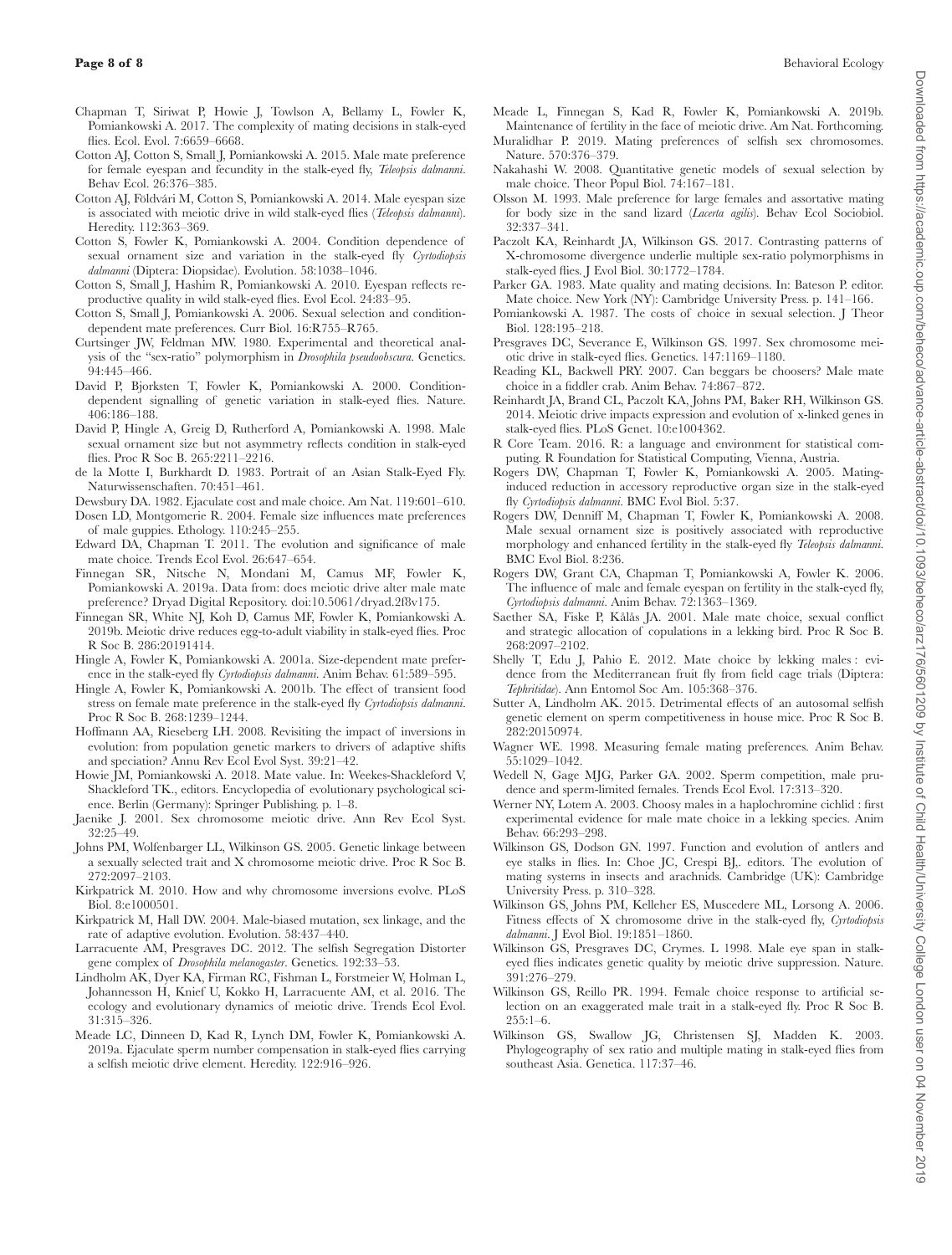Chapman T, Siriwat P, Howie J, Towlson A, Bellamy L, Fowler K, Pomiankowski A. 2017. The complexity of mating decisions in stalk-eyed flies. Ecol. Evol. 7:6659–6668.

Cotton AJ, Cotton S, Small J, Pomiankowski A. 2015. Male mate preference for female eyespan and fecundity in the stalk-eyed fly, *Teleopsis dalmanni*. Behav Ecol. 26:376–385.

Cotton AJ, Földvári M, Cotton S, Pomiankowski A. 2014. Male eyespan size is associated with meiotic drive in wild stalk-eyed flies (*Teleopsis dalmanni*). Heredity. 112:363–369.

Cotton S, Fowler K, Pomiankowski A. 2004. Condition dependence of sexual ornament size and variation in the stalk-eyed fly *Cyrtodiopsis dalmanni* (Diptera: Diopsidae). Evolution. 58:1038–1046.

Cotton S, Small J, Hashim R, Pomiankowski A. 2010. Eyespan reflects reproductive quality in wild stalk-eyed flies. Evol Ecol. 24:83–95.

Cotton S, Small J, Pomiankowski A. 2006. Sexual selection and condition-dependent mate preferences. Curr Biol. 16:R755–R765.

Curtsinger JW, Feldman MW. 1980. Experimental and theoretical analysis of the "sex-ratio" polymorphism in *Drosophila pseudoobscura*. Genetics. 94:445–466.

David P, Bjorksten T, Fowler K, Pomiankowski A. 2000. Condition-dependent signalling of genetic variation in stalk-eyed flies. Nature. 406:186–188.

David P, Hingle A, Greig D, Rutherford A, Pomiankowski A. 1998. Male sexual ornament size but not asymmetry reflects condition in stalk-eyed flies. Proc R Soc B. 265:2211–2216.

de la Motte I, Burkhardt D. 1983. Portrait of an Asian Stalk-Eyed Fly. Naturwissenschaften. 70:451–461.

Dewsbury DA. 1982. Ejaculate cost and male choice. Am Nat. 119:601–610.

Dosen LD, Montgomerie R. 2004. Female size influences mate preferences of male guppies. Ethology. 110:245–255.

Edward DA, Chapman T. 2011. The evolution and significance of male mate choice. Trends Ecol Evol. 26:647–654.

Finnegan SR, Nitsche N, Mondani M, Camus MF, Fowler K, Pomiankowski A. 2019a. Data from: does meiotic drive alter male mate preference? Dryad Digital Repository. doi:10.5061/dryad.2f8v175.

Finnegan SR, White NJ, Koh D, Camus MF, Fowler K, Pomiankowski A. 2019b. Meiotic drive reduces egg-to-adult viability in stalk-eyed flies. Proc R Soc B. 286:20191414.

Hingle A, Fowler K, Pomiankowski A. 2001a. Size-dependent mate preference in the stalk-eyed fly *Cyrtodiopsis dalmanni*. Anim Behav. 61:589–595.

Hingle A, Fowler K, Pomiankowski A. 2001b. The effect of transient food stress on female mate preference in the stalk-eyed fly *Cyrtodiopsis dalmanni*. Proc R Soc B. 268:1239–1244.

Hoffmann AA, Rieseberg LH. 2008. Revisiting the impact of inversions in evolution: from population genetic markers to drivers of adaptive shifts and speciation? Annu Rev Ecol Evol Syst. 39:21–42.

Howie JM, Pomiankowski A. 2018. Mate value. In: Weekes-Shackleford V, Shackleford TK., editors. Encyclopedia of evolutionary psychological science. Berlin (Germany): Springer Publishing. p. 1–8.

Jaenike J. 2001. Sex chromosome meiotic drive. Ann Rev Ecol Syst. 32:25–49.

Johns PM, Wolfenbarger LL, Wilkinson GS. 2005. Genetic linkage between a sexually selected trait and X chromosome meiotic drive. Proc R Soc B. 272:2097–2103.

Kirkpatrick M. 2010. How and why chromosome inversions evolve. PLoS Biol. 8:e1000501.

Kirkpatrick M, Hall DW. 2004. Male-biased mutation, sex linkage, and the rate of adaptive evolution. Evolution. 58:437–440.

Larracuente AM, Presgraves DC. 2012. The selfish Segregation Distorter gene complex of *Drosophila melanogaster*. Genetics. 192:33–53.

Lindholm AK, Dyer KA, Firman RC, Fishman L, Forstmeier W, Holman L, Johannesson H, Knief U, Kokko H, Larracuente AM, et al. 2016. The ecology and evolutionary dynamics of meiotic drive. Trends Ecol Evol. 31:315–326.

Meade LC, Dinneen D, Kad R, Lynch DM, Fowler K, Pomiankowski A. 2019a. Ejaculate sperm number compensation in stalk-eyed flies carrying a selfish meiotic drive element. Heredity. 122:916–926.

Meade L, Finnegan S, Kad R, Fowler K, Pomiankowski A. 2019b. Maintenance of fertility in the face of meiotic drive. Am Nat. Forthcoming.

Muralidhar P. 2019. Mating preferences of selfish sex chromosomes. Nature. 570:376–379.

Nakahashi W. 2008. Quantitative genetic models of sexual selection by male choice. Theor Popul Biol. 74:167–181.

Olsson M. 1993. Male preference for large females and assortative mating for body size in the sand lizard (*Lacerta agilis*). Behav Ecol Sociobiol. 32:337–341.

Paczolt KA, Reinhardt JA, Wilkinson GS. 2017. Contrasting patterns of X-chromosome divergence underlie multiple sex-ratio polymorphisms in stalk-eyed flies. J Evol Biol. 30:1772–1784.

Parker GA. 1983. Mate quality and mating decisions. In: Bateson P. editor. Mate choice. New York (NY): Cambridge University Press. p. 141–166.

Pomiankowski A. 1987. The costs of choice in sexual selection. J Theor Biol. 128:195–218.

Presgraves DC, Severance E, Wilkinson GS. 1997. Sex chromosome meiotic drive in stalk-eyed flies. Genetics. 147:1169–1180.

Reading KL, Backwell PRY. 2007. Can beggars be choosers? Male mate choice in a fiddler crab. Anim Behav. 74:867–872.

Reinhardt JA, Brand CL, Paczolt KA, Johns PM, Baker RH, Wilkinson GS. 2014. Meiotic drive impacts expression and evolution of x-linked genes in stalk-eyed flies. PLoS Genet. 10:e1004362.

R Core Team. 2016. R: a language and environment for statistical computing. R Foundation for Statistical Computing, Vienna, Austria.

Rogers DW, Chapman T, Fowler K, Pomiankowski A. 2005. Mating-induced reduction in accessory reproductive organ size in the stalk-eyed fly *Cyrtodiopsis dalmanni*. BMC Evol Biol. 5:37.

Rogers DW, Denniff M, Chapman T, Fowler K, Pomiankowski A. 2008. Male sexual ornament size is positively associated with reproductive morphology and enhanced fertility in the stalk-eyed fly *Teleopsis dalmanni*. BMC Evol Biol. 8:236.

Rogers DW, Grant CA, Chapman T, Pomiankowski A, Fowler K. 2006. The influence of male and female eyespan on fertility in the stalk-eyed fly, *Cyrtodiopsis dalmanni*. Anim Behav. 72:1363–1369.

Saether SA, Fiske P, Kålås JA. 2001. Male mate choice, sexual conflict and strategic allocation of copulations in a lekking bird. Proc R Soc B. 268:2097–2102.

Shelly T, Edu J, Pahio E. 2012. Mate choice by lekking males : evidence from the Mediterranean fruit fly from field cage trials (Diptera: *Tephritidae*). Ann Entomol Soc Am. 105:368–376.

Sutter A, Lindholm AK. 2015. Detrimental effects of an autosomal selfish genetic element on sperm competitiveness in house mice. Proc R Soc B. 282:20150974.

Wagner WE. 1998. Measuring female mating preferences. Anim Behav. 55:1029–1042.

Wedell N, Gage MJG, Parker GA. 2002. Sperm competition, male prudence and sperm-limited females. Trends Ecol Evol. 17:313–320.

Werner NY, Lotem A. 2003. Choosy males in a haplochromine cichlid : first experimental evidence for male mate choice in a lekking species. Anim Behav. 66:293–298.

Wilkinson GS, Dodson GN. 1997. Function and evolution of antlers and eye stalks in flies. In: Choe JC, Crespi BJ,. editors. The evolution of mating systems in insects and arachnids. Cambridge (UK): Cambridge University Press. p. 310–328.

Wilkinson GS, Johns PM, Kelleher ES, Muscedere ML, Lorsong A. 2006. Fitness effects of X chromosome drive in the stalk-eyed fly, *Cyrtodiopsis dalmanni*. J Evol Biol. 19:1851–1860.

Wilkinson GS, Presgraves DC, Crymes. L 1998. Male eye span in stalk-eyed flies indicates genetic quality by meiotic drive suppression. Nature. 391:276–279.

Wilkinson GS, Reillo PR. 1994. Female choice response to artificial selection on an exaggerated male trait in a stalk-eyed fly. Proc R Soc B. 255:1–6.

Wilkinson GS, Swallow JG, Christensen SJ, Madden K. 2003. Phylogeography of sex ratio and multiple mating in stalk-eyed flies from southeast Asia. Genetica. 117:37–46.